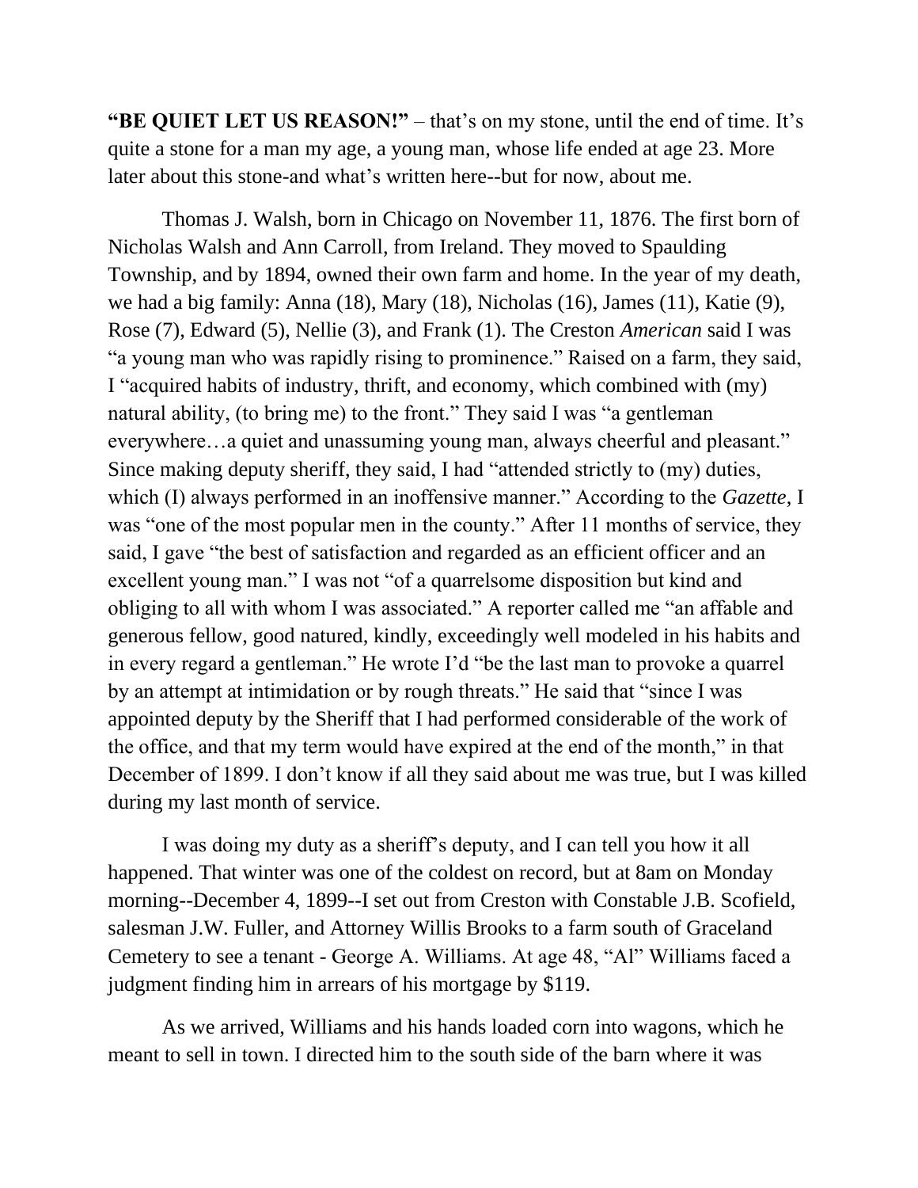**"BE QUIET LET US REASON!"** – that's on my stone, until the end of time. It's quite a stone for a man my age, a young man, whose life ended at age 23. More later about this stone-and what's written here--but for now, about me.

Thomas J. Walsh, born in Chicago on November 11, 1876. The first born of Nicholas Walsh and Ann Carroll, from Ireland. They moved to Spaulding Township, and by 1894, owned their own farm and home. In the year of my death, we had a big family: Anna (18), Mary (18), Nicholas (16), James (11), Katie (9), Rose (7), Edward (5), Nellie (3), and Frank (1). The Creston *American* said I was "a young man who was rapidly rising to prominence." Raised on a farm, they said, I "acquired habits of industry, thrift, and economy, which combined with (my) natural ability, (to bring me) to the front." They said I was "a gentleman everywhere…a quiet and unassuming young man, always cheerful and pleasant." Since making deputy sheriff, they said, I had "attended strictly to (my) duties, which (I) always performed in an inoffensive manner." According to the *Gazette*, I was "one of the most popular men in the county." After 11 months of service, they said, I gave "the best of satisfaction and regarded as an efficient officer and an excellent young man." I was not "of a quarrelsome disposition but kind and obliging to all with whom I was associated." A reporter called me "an affable and generous fellow, good natured, kindly, exceedingly well modeled in his habits and in every regard a gentleman." He wrote I'd "be the last man to provoke a quarrel by an attempt at intimidation or by rough threats." He said that "since I was appointed deputy by the Sheriff that I had performed considerable of the work of the office, and that my term would have expired at the end of the month," in that December of 1899. I don't know if all they said about me was true, but I was killed during my last month of service.

I was doing my duty as a sheriff's deputy, and I can tell you how it all happened. That winter was one of the coldest on record, but at 8am on Monday morning--December 4, 1899--I set out from Creston with Constable J.B. Scofield, salesman J.W. Fuller, and Attorney Willis Brooks to a farm south of Graceland Cemetery to see a tenant - George A. Williams. At age 48, "Al" Williams faced a judgment finding him in arrears of his mortgage by $119.

As we arrived, Williams and his hands loaded corn into wagons, which he meant to sell in town. I directed him to the south side of the barn where it was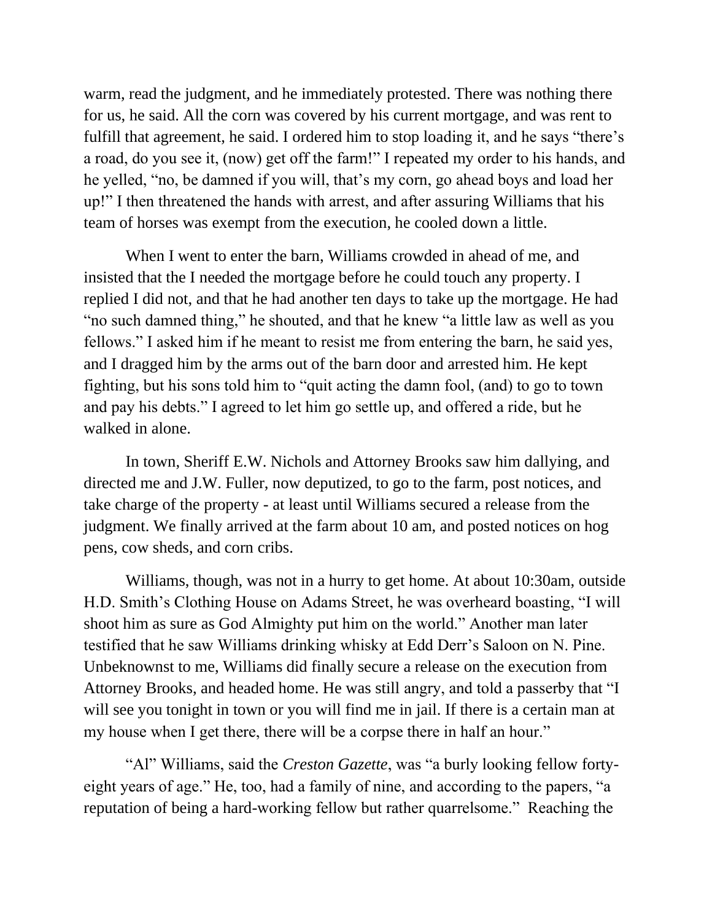warm, read the judgment, and he immediately protested. There was nothing there for us, he said. All the corn was covered by his current mortgage, and was rent to fulfill that agreement, he said. I ordered him to stop loading it, and he says "there's a road, do you see it, (now) get off the farm!" I repeated my order to his hands, and he yelled, "no, be damned if you will, that's my corn, go ahead boys and load her up!" I then threatened the hands with arrest, and after assuring Williams that his team of horses was exempt from the execution, he cooled down a little.

When I went to enter the barn, Williams crowded in ahead of me, and insisted that the I needed the mortgage before he could touch any property. I replied I did not, and that he had another ten days to take up the mortgage. He had "no such damned thing," he shouted, and that he knew "a little law as well as you fellows." I asked him if he meant to resist me from entering the barn, he said yes, and I dragged him by the arms out of the barn door and arrested him. He kept fighting, but his sons told him to "quit acting the damn fool, (and) to go to town and pay his debts." I agreed to let him go settle up, and offered a ride, but he walked in alone.

In town, Sheriff E.W. Nichols and Attorney Brooks saw him dallying, and directed me and J.W. Fuller, now deputized, to go to the farm, post notices, and take charge of the property - at least until Williams secured a release from the judgment. We finally arrived at the farm about 10 am, and posted notices on hog pens, cow sheds, and corn cribs.

Williams, though, was not in a hurry to get home. At about 10:30am, outside H.D. Smith's Clothing House on Adams Street, he was overheard boasting, "I will shoot him as sure as God Almighty put him on the world." Another man later testified that he saw Williams drinking whisky at Edd Derr's Saloon on N. Pine. Unbeknownst to me, Williams did finally secure a release on the execution from Attorney Brooks, and headed home. He was still angry, and told a passerby that "I will see you tonight in town or you will find me in jail. If there is a certain man at my house when I get there, there will be a corpse there in half an hour."

"Al" Williams, said the *Creston Gazette*, was "a burly looking fellow forty-eight years of age." He, too, had a family of nine, and according to the papers, "a reputation of being a hard-working fellow but rather quarrelsome." Reaching the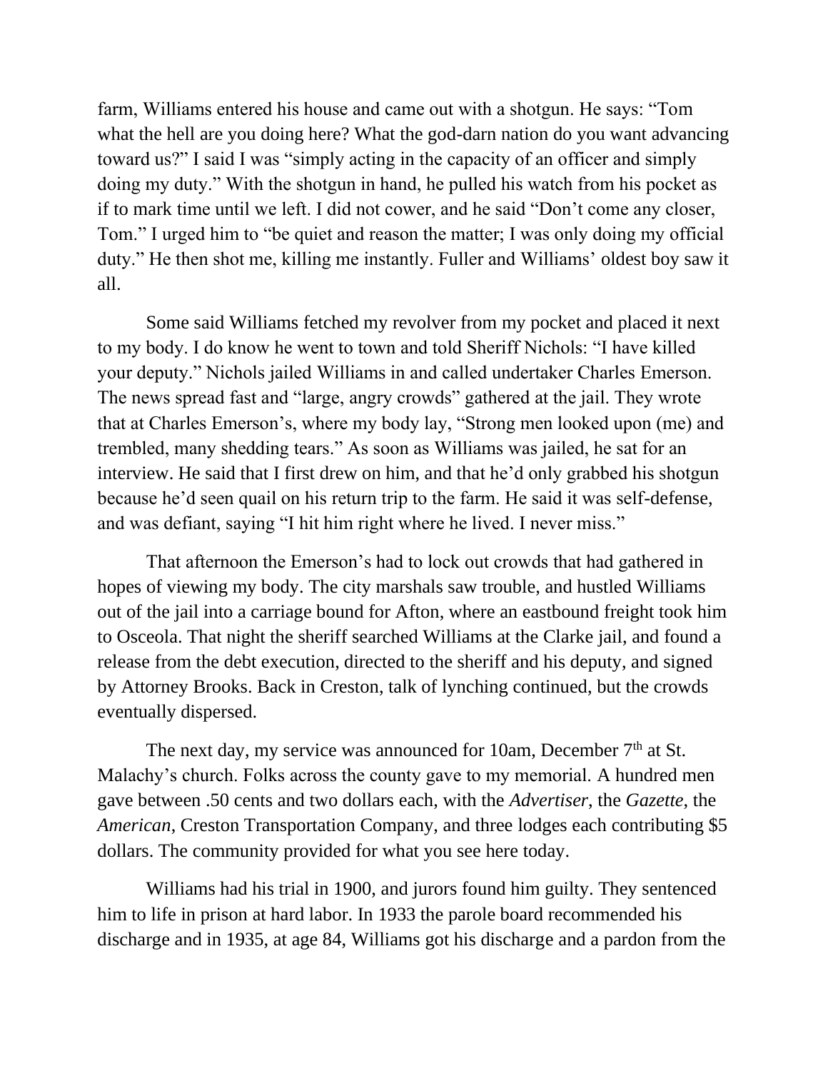farm, Williams entered his house and came out with a shotgun. He says: "Tom what the hell are you doing here? What the god-darn nation do you want advancing toward us?" I said I was "simply acting in the capacity of an officer and simply doing my duty." With the shotgun in hand, he pulled his watch from his pocket as if to mark time until we left. I did not cower, and he said "Don't come any closer, Tom." I urged him to "be quiet and reason the matter; I was only doing my official duty." He then shot me, killing me instantly. Fuller and Williams' oldest boy saw it all.

Some said Williams fetched my revolver from my pocket and placed it next to my body. I do know he went to town and told Sheriff Nichols: "I have killed your deputy." Nichols jailed Williams in and called undertaker Charles Emerson. The news spread fast and "large, angry crowds" gathered at the jail. They wrote that at Charles Emerson's, where my body lay, "Strong men looked upon (me) and trembled, many shedding tears." As soon as Williams was jailed, he sat for an interview. He said that I first drew on him, and that he'd only grabbed his shotgun because he'd seen quail on his return trip to the farm. He said it was self-defense, and was defiant, saying "I hit him right where he lived. I never miss."

That afternoon the Emerson's had to lock out crowds that had gathered in hopes of viewing my body. The city marshals saw trouble, and hustled Williams out of the jail into a carriage bound for Afton, where an eastbound freight took him to Osceola. That night the sheriff searched Williams at the Clarke jail, and found a release from the debt execution, directed to the sheriff and his deputy, and signed by Attorney Brooks. Back in Creston, talk of lynching continued, but the crowds eventually dispersed.

The next day, my service was announced for 10am, December 7th at St. Malachy's church. Folks across the county gave to my memorial. A hundred men gave between .50 cents and two dollars each, with the *Advertiser*, the *Gazette*, the *American*, Creston Transportation Company, and three lodges each contributing $5 dollars. The community provided for what you see here today.

Williams had his trial in 1900, and jurors found him guilty. They sentenced him to life in prison at hard labor. In 1933 the parole board recommended his discharge and in 1935, at age 84, Williams got his discharge and a pardon from the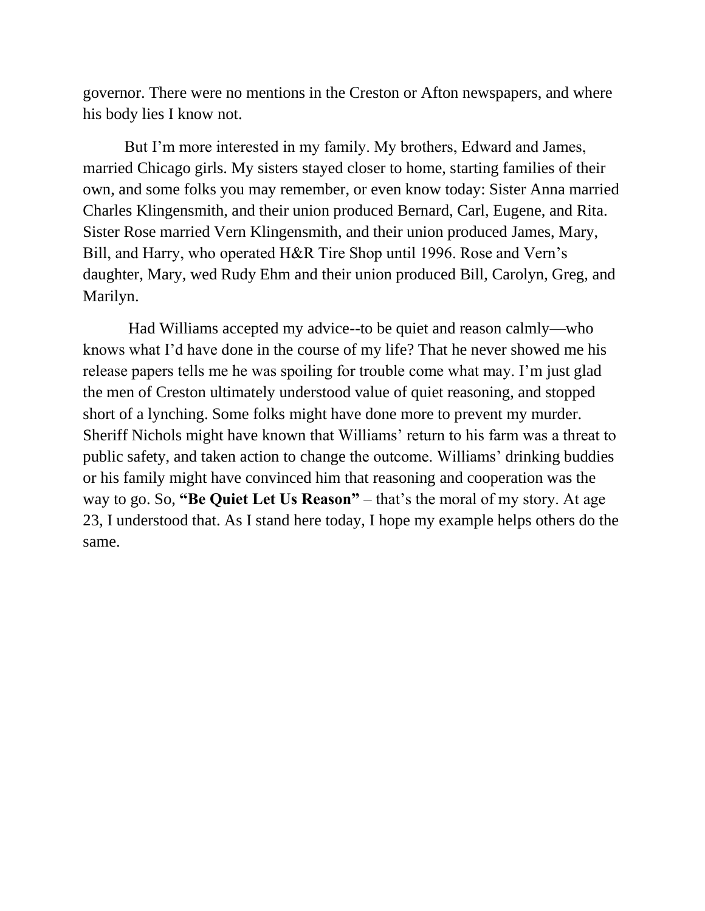governor. There were no mentions in the Creston or Afton newspapers, and where his body lies I know not.

But I'm more interested in my family. My brothers, Edward and James, married Chicago girls. My sisters stayed closer to home, starting families of their own, and some folks you may remember, or even know today: Sister Anna married Charles Klingensmith, and their union produced Bernard, Carl, Eugene, and Rita. Sister Rose married Vern Klingensmith, and their union produced James, Mary, Bill, and Harry, who operated H&R Tire Shop until 1996. Rose and Vern's daughter, Mary, wed Rudy Ehm and their union produced Bill, Carolyn, Greg, and Marilyn.

Had Williams accepted my advice--to be quiet and reason calmly—who knows what I'd have done in the course of my life? That he never showed me his release papers tells me he was spoiling for trouble come what may. I'm just glad the men of Creston ultimately understood value of quiet reasoning, and stopped short of a lynching. Some folks might have done more to prevent my murder. Sheriff Nichols might have known that Williams' return to his farm was a threat to public safety, and taken action to change the outcome. Williams' drinking buddies or his family might have convinced him that reasoning and cooperation was the way to go. So, **"Be Quiet Let Us Reason"** – that's the moral of my story. At age 23, I understood that. As I stand here today, I hope my example helps others do the same.